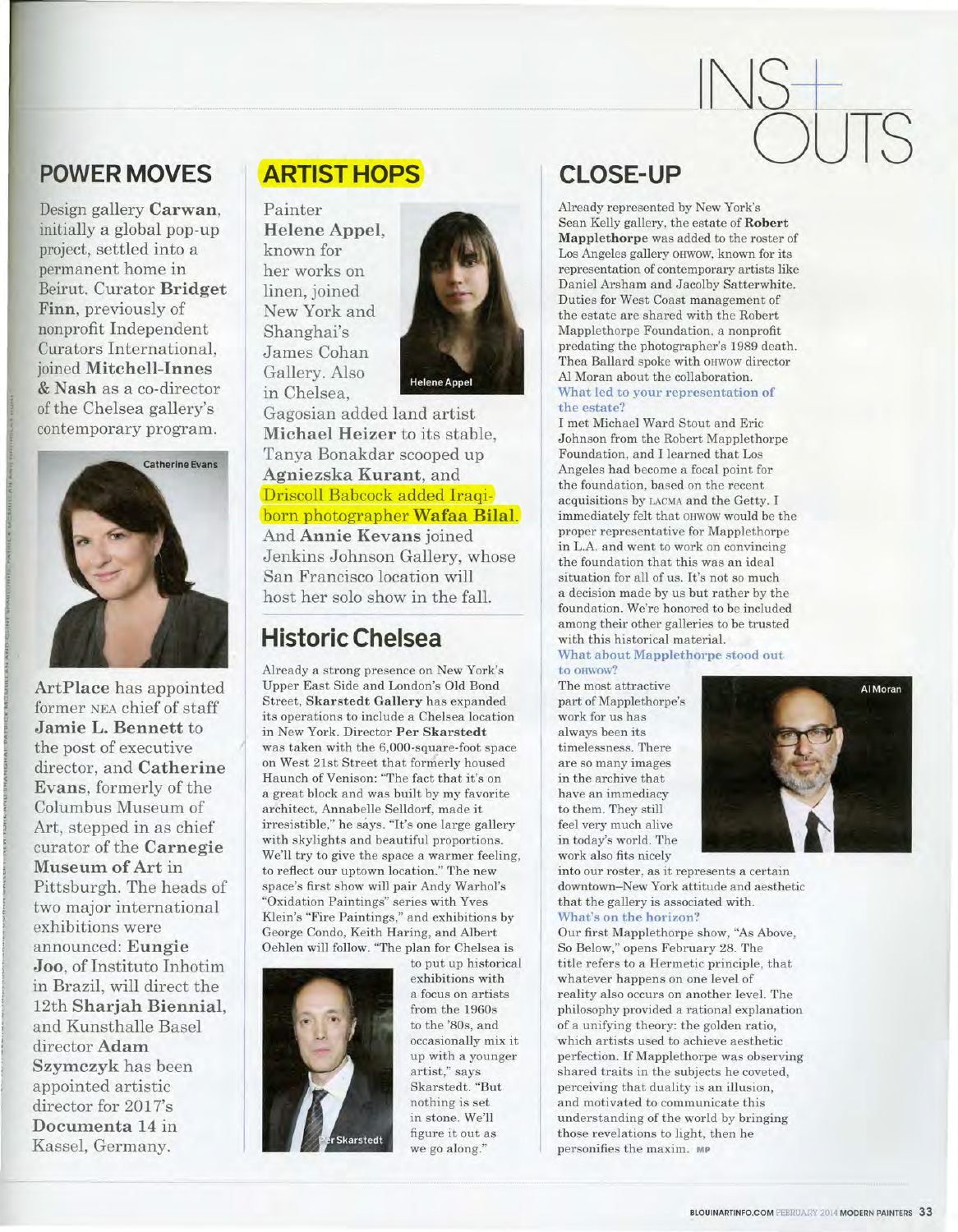# INS+OUTS

## POWER MOVES

Design gallery **Carwan**, initially a global pop-up project, settled into a permanent home in Beirut. Curator **Bridget Finn**, previously of nonprofit Independent Curators International, joined **Mitchell-Innes & Nash** as a co-director of the Chelsea gallery's contemporary program.

Catherine Evans

**ArtPlace** has appointed former NEA chief of staff **Jamie L. Bennett** to the post of executive director, and **Catherine Evans**, formerly of the Columbus Museum of Art, stepped in as chief curator of the **Carnegie Museum of Art** in Pittsburgh. The heads of two major international exhibitions were announced: **Eungie Joo**, of Instituto Inhotim in Brazil, will direct the 12th **Sharjah Biennial**, and Kunsthalle Basel director **Adam Szymczyk** has been appointed artistic director for 2017's **Documenta 14** in Kassel, Germany.

## ARTIST HOPS

Painter **Helene Appel**, known for her works on linen, joined New York and Shanghai's James Cohan Gallery. Also in Chelsea, Gagosian added land artist **Michael Heizer** to its stable, Tanya Bonakdar scooped up **Agniezska Kurant**, and Driscoll Babcock added Iraqi-born photographer **Wafaa Bilal**. And **Annie Kevans** joined Jenkins Johnson Gallery, whose San Francisco location will host her solo show in the fall.

Helene Appel

## Historic Chelsea

Already a strong presence on New York's Upper East Side and London's Old Bond Street, **Skarstedt Gallery** has expanded its operations to include a Chelsea location in New York. Director **Per Skarstedt** was taken with the 6,000-square-foot space on West 21st Street that formerly housed Haunch of Venison: "The fact that it's on a great block and was built by my favorite architect, Annabelle Selldorf, made it irresistible," he says. "It's one large gallery with skylights and beautiful proportions. We'll try to give the space a warmer feeling, to reflect our uptown location." The new space's first show will pair Andy Warhol's "Oxidation Paintings" series with Yves Klein's "Fire Paintings," and exhibitions by George Condo, Keith Haring, and Albert Oehlen will follow. "The plan for Chelsea is to put up historical exhibitions with a focus on artists from the 1960s to the '80s, and occasionally mix it up with a younger artist," says Skarstedt. "But nothing is set in stone. We'll figure it out as we go along."

Per Skarstedt

## CLOSE-UP

Already represented by New York's Sean Kelly gallery, the estate of **Robert Mapplethorpe** was added to the roster of Los Angeles gallery OHWOW, known for its representation of contemporary artists like Daniel Arsham and Jacolby Satterwhite. Duties for West Coast management of the estate are shared with the Robert Mapplethorpe Foundation, a nonprofit predating the photographer's 1989 death. Thea Ballard spoke with OHWOW director Al Moran about the collaboration.

**What led to your representation of the estate?**

I met Michael Ward Stout and Eric Johnson from the Robert Mapplethorpe Foundation, and I learned that Los Angeles had become a focal point for the foundation, based on the recent acquisitions by LACMA and the Getty. I immediately felt that OHWOW would be the proper representative for Mapplethorpe in L.A. and went to work on convincing the foundation that this was an ideal situation for all of us. It's not so much a decision made by us but rather by the foundation. We're honored to be included among their other galleries to be trusted with this historical material.

**What about Mapplethorpe stood out to OHWOW?**

The most attractive part of Mapplethorpe's work for us has always been its timelessness. There are so many images in the archive that have an immediacy to them. They still feel very much alive in today's world. The work also fits nicely into our roster, as it represents a certain downtown–New York attitude and aesthetic that the gallery is associated with.

Al Moran

**What's on the horizon?**

Our first Mapplethorpe show, "As Above, So Below," opens February 28. The title refers to a Hermetic principle, that whatever happens on one level of reality also occurs on another level. The philosophy provided a rational explanation of a unifying theory: the golden ratio, which artists used to achieve aesthetic perfection. If Mapplethorpe was observing shared traits in the subjects he coveted, perceiving that duality is an illusion, and motivated to communicate this understanding of the world by bringing those revelations to light, then he personifies the maxim. MP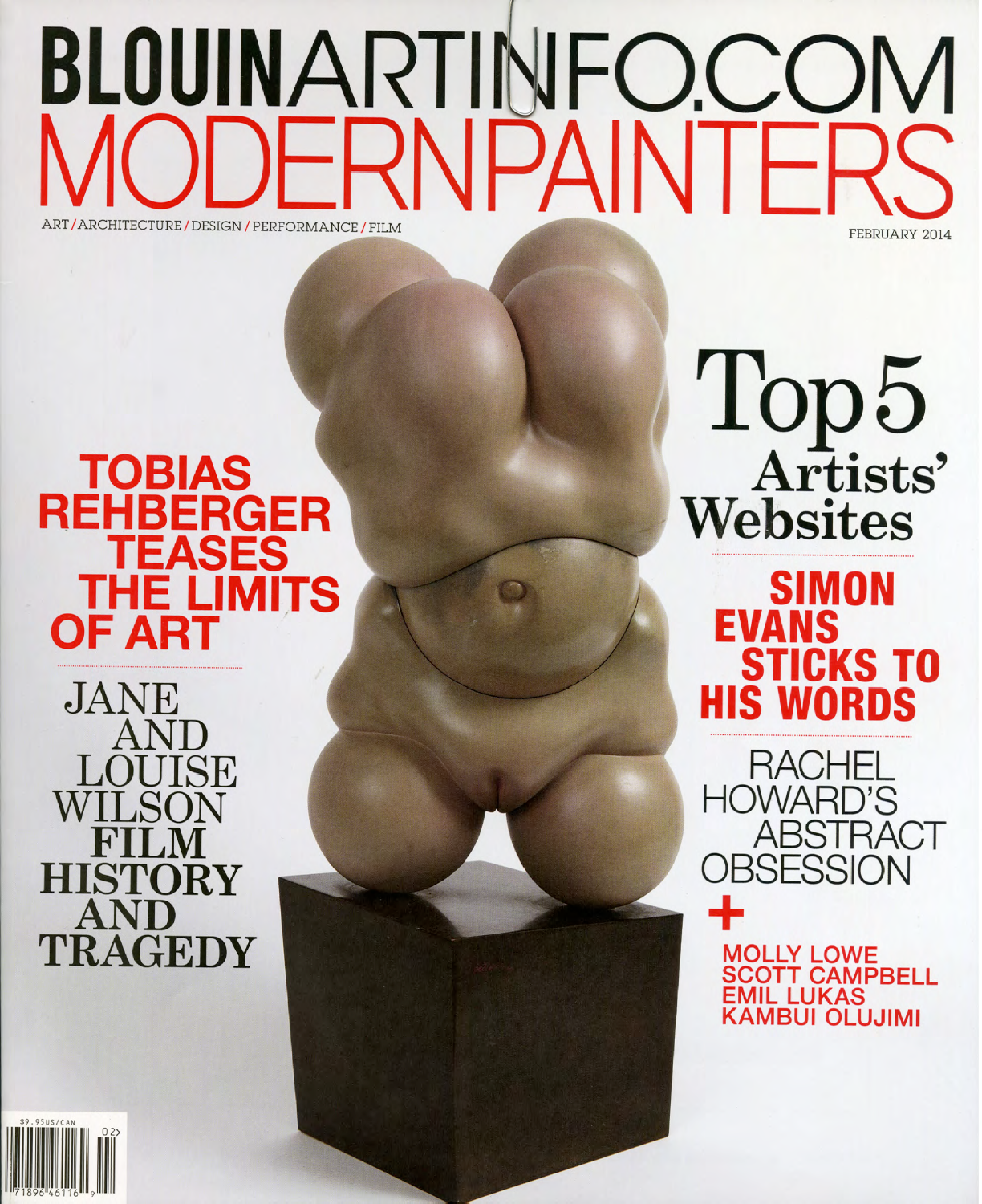# BLOUINARTINFO.COM
# MODERNPAINTERS

ART / ARCHITECTURE / DESIGN / PERFORMANCE / FILM

FEBRUARY 2014

## TOBIAS REHBERGER TEASES THE LIMITS OF ART

## JANE AND LOUISE WILSON FILM HISTORY AND TRAGEDY

## Top 5 Artists' Websites

## SIMON EVANS STICKS TO HIS WORDS

## RACHEL HOWARD'S ABSTRACT OBSESSION

+

MOLLY LOWE
SCOTT CAMPBELL
EMIL LUKAS
KAMBUI OLUJIMI

$9.95US/CAN